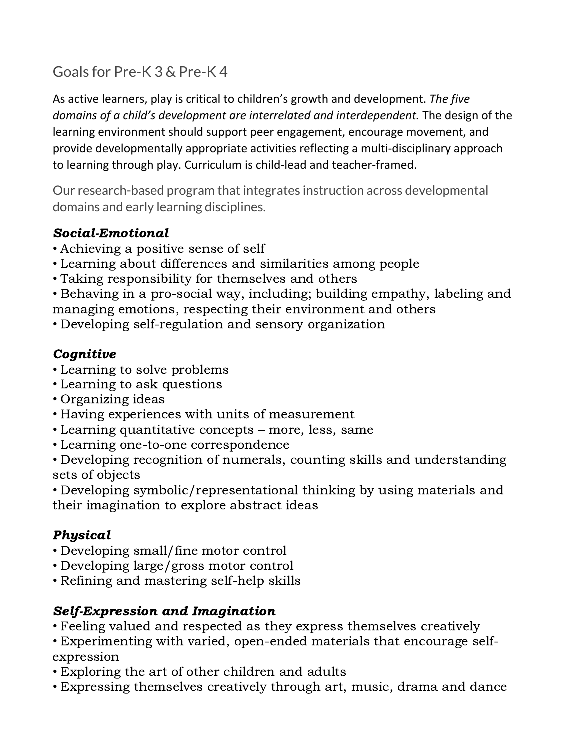# Goals for Pre-K 3 & Pre-K 4

As active learners, play is critical to children's growth and development. *The five domains of a child's development are interrelated and interdependent.* The design of the learning environment should support peer engagement, encourage movement, and provide developmentally appropriate activities reflecting a multi-disciplinary approach to learning through play. Curriculum is child-lead and teacher-framed.

Our research-based program that integrates instruction across developmental domains and early learning disciplines.

### ***Social-Emotional***

- Achieving a positive sense of self
- Learning about differences and similarities among people
- Taking responsibility for themselves and others
- Behaving in a pro-social way, including; building empathy, labeling and managing emotions, respecting their environment and others
- Developing self-regulation and sensory organization

### ***Cognitive***

- Learning to solve problems
- Learning to ask questions
- Organizing ideas
- Having experiences with units of measurement
- Learning quantitative concepts – more, less, same
- Learning one-to-one correspondence
- Developing recognition of numerals, counting skills and understanding sets of objects
- Developing symbolic/representational thinking by using materials and their imagination to explore abstract ideas

### ***Physical***

- Developing small/fine motor control
- Developing large/gross motor control
- Refining and mastering self-help skills

### ***Self-Expression and Imagination***

- Feeling valued and respected as they express themselves creatively
- Experimenting with varied, open-ended materials that encourage self-expression
- Exploring the art of other children and adults
- Expressing themselves creatively through art, music, drama and dance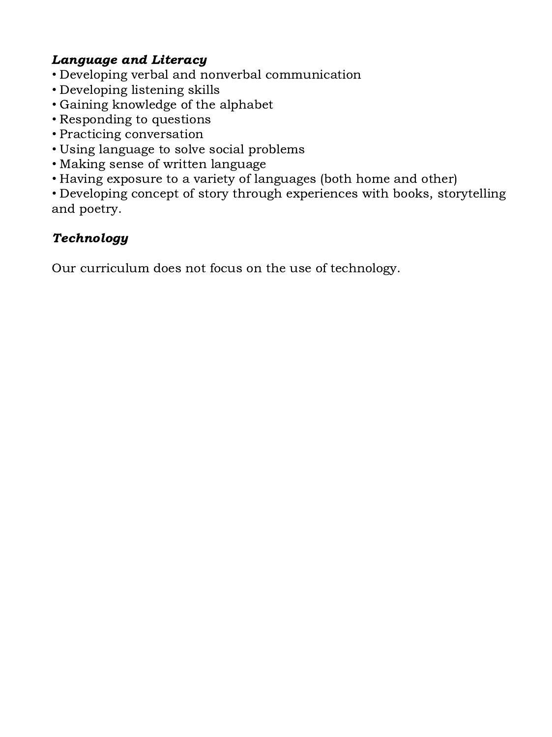***Language and Literacy***

- Developing verbal and nonverbal communication
- Developing listening skills
- Gaining knowledge of the alphabet
- Responding to questions
- Practicing conversation
- Using language to solve social problems
- Making sense of written language
- Having exposure to a variety of languages (both home and other)
- Developing concept of story through experiences with books, storytelling and poetry.

***Technology***

Our curriculum does not focus on the use of technology.